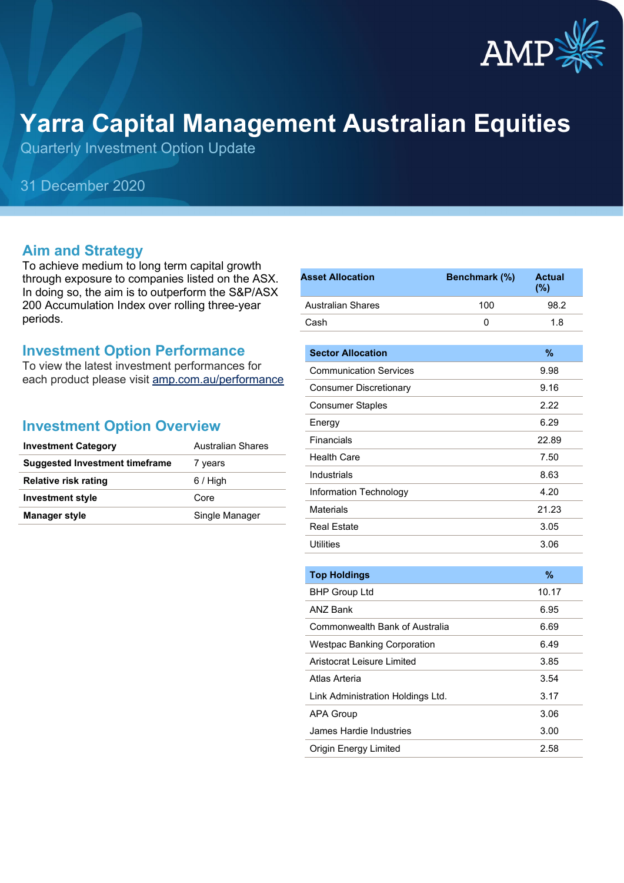# Yarra Capital Management Australian Equities

Quarterly Investment Option Update

31 December 2020

## Aim and Strategy

To achieve medium to long term capital growth through exposure to companies listed on the ASX. In doing so, the aim is to outperform the S&P/ASX 200 Accumulation Index over rolling three-year periods.

## Investment Option Performance

To view the latest investment performances for each product please visit [amp.com.au/performance](amp.com.au/performance)

## Investment Option Overview

| Investment Category | Australian Shares |
|---|---|
| **Suggested Investment timeframe** | 7 years |
| **Relative risk rating** | 6 / High |
| **Investment style** | Core |
| **Manager style** | Single Manager |

| Asset Allocation | Benchmark (%) | Actual (%) |
|---|---|---|
| Australian Shares | 100 | 98.2 |
| Cash | 0 | 1.8 |

| Sector Allocation | % |
|---|---|
| Communication Services | 9.98 |
| Consumer Discretionary | 9.16 |
| Consumer Staples | 2.22 |
| Energy | 6.29 |
| Financials | 22.89 |
| Health Care | 7.50 |
| Industrials | 8.63 |
| Information Technology | 4.20 |
| Materials | 21.23 |
| Real Estate | 3.05 |
| Utilities | 3.06 |

| Top Holdings | % |
|---|---|
| BHP Group Ltd | 10.17 |
| ANZ Bank | 6.95 |
| Commonwealth Bank of Australia | 6.69 |
| Westpac Banking Corporation | 6.49 |
| Aristocrat Leisure Limited | 3.85 |
| Atlas Arteria | 3.54 |
| Link Administration Holdings Ltd. | 3.17 |
| APA Group | 3.06 |
| James Hardie Industries | 3.00 |
| Origin Energy Limited | 2.58 |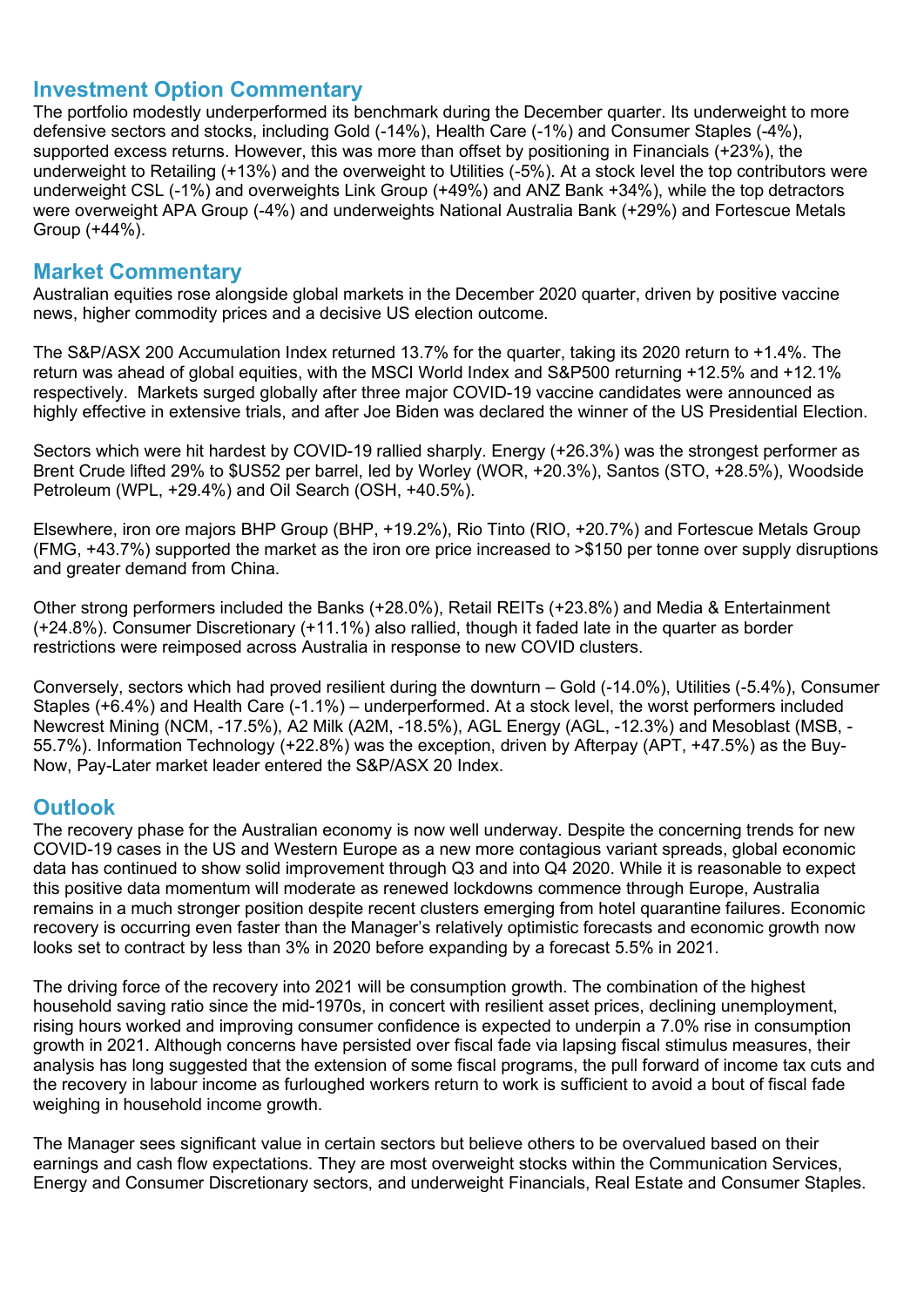## Investment Option Commentary

The portfolio modestly underperformed its benchmark during the December quarter. Its underweight to more defensive sectors and stocks, including Gold (-14%), Health Care (-1%) and Consumer Staples (-4%), supported excess returns. However, this was more than offset by positioning in Financials (+23%), the underweight to Retailing (+13%) and the overweight to Utilities (-5%). At a stock level the top contributors were underweight CSL (-1%) and overweights Link Group (+49%) and ANZ Bank +34%), while the top detractors were overweight APA Group (-4%) and underweights National Australia Bank (+29%) and Fortescue Metals Group (+44%).

## Market Commentary

Australian equities rose alongside global markets in the December 2020 quarter, driven by positive vaccine news, higher commodity prices and a decisive US election outcome.

The S&P/ASX 200 Accumulation Index returned 13.7% for the quarter, taking its 2020 return to +1.4%. The return was ahead of global equities, with the MSCI World Index and S&P500 returning +12.5% and +12.1% respectively. Markets surged globally after three major COVID-19 vaccine candidates were announced as highly effective in extensive trials, and after Joe Biden was declared the winner of the US Presidential Election.

Sectors which were hit hardest by COVID-19 rallied sharply. Energy (+26.3%) was the strongest performer as Brent Crude lifted 29% to $US52 per barrel, led by Worley (WOR, +20.3%), Santos (STO, +28.5%), Woodside Petroleum (WPL, +29.4%) and Oil Search (OSH, +40.5%).

Elsewhere, iron ore majors BHP Group (BHP, +19.2%), Rio Tinto (RIO, +20.7%) and Fortescue Metals Group (FMG, +43.7%) supported the market as the iron ore price increased to >$150 per tonne over supply disruptions and greater demand from China.

Other strong performers included the Banks (+28.0%), Retail REITs (+23.8%) and Media & Entertainment (+24.8%). Consumer Discretionary (+11.1%) also rallied, though it faded late in the quarter as border restrictions were reimposed across Australia in response to new COVID clusters.

Conversely, sectors which had proved resilient during the downturn – Gold (-14.0%), Utilities (-5.4%), Consumer Staples (+6.4%) and Health Care (-1.1%) – underperformed. At a stock level, the worst performers included Newcrest Mining (NCM, -17.5%), A2 Milk (A2M, -18.5%), AGL Energy (AGL, -12.3%) and Mesoblast (MSB, -55.7%). Information Technology (+22.8%) was the exception, driven by Afterpay (APT, +47.5%) as the Buy-Now, Pay-Later market leader entered the S&P/ASX 20 Index.

## Outlook

The recovery phase for the Australian economy is now well underway. Despite the concerning trends for new COVID-19 cases in the US and Western Europe as a new more contagious variant spreads, global economic data has continued to show solid improvement through Q3 and into Q4 2020. While it is reasonable to expect this positive data momentum will moderate as renewed lockdowns commence through Europe, Australia remains in a much stronger position despite recent clusters emerging from hotel quarantine failures. Economic recovery is occurring even faster than the Manager's relatively optimistic forecasts and economic growth now looks set to contract by less than 3% in 2020 before expanding by a forecast 5.5% in 2021.

The driving force of the recovery into 2021 will be consumption growth. The combination of the highest household saving ratio since the mid-1970s, in concert with resilient asset prices, declining unemployment, rising hours worked and improving consumer confidence is expected to underpin a 7.0% rise in consumption growth in 2021. Although concerns have persisted over fiscal fade via lapsing fiscal stimulus measures, their analysis has long suggested that the extension of some fiscal programs, the pull forward of income tax cuts and the recovery in labour income as furloughed workers return to work is sufficient to avoid a bout of fiscal fade weighing in household income growth.

The Manager sees significant value in certain sectors but believe others to be overvalued based on their earnings and cash flow expectations. They are most overweight stocks within the Communication Services, Energy and Consumer Discretionary sectors, and underweight Financials, Real Estate and Consumer Staples.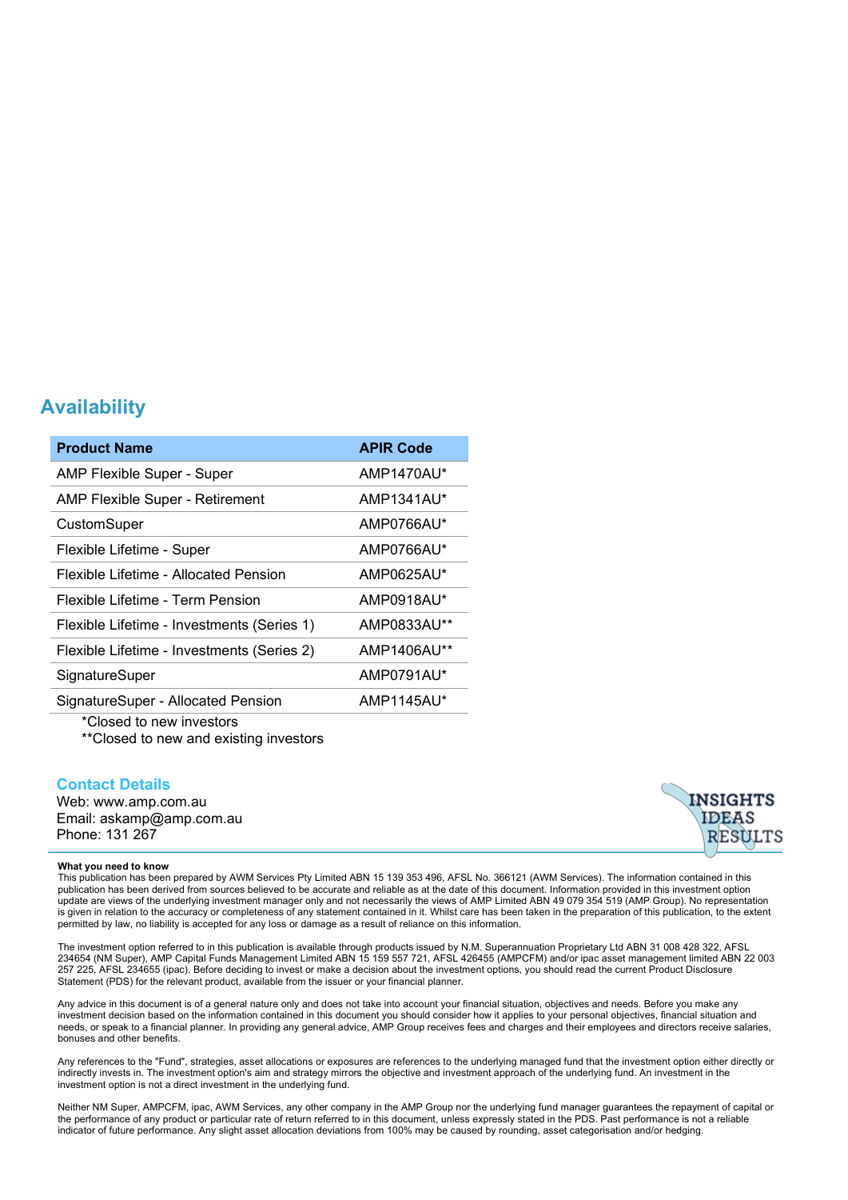## Availability

| Product Name | APIR Code |
|---|---|
| AMP Flexible Super - Super | AMP1470AU* |
| AMP Flexible Super - Retirement | AMP1341AU* |
| CustomSuper | AMP0766AU* |
| Flexible Lifetime - Super | AMP0766AU* |
| Flexible Lifetime - Allocated Pension | AMP0625AU* |
| Flexible Lifetime - Term Pension | AMP0918AU* |
| Flexible Lifetime - Investments (Series 1) | AMP0833AU** |
| Flexible Lifetime - Investments (Series 2) | AMP1406AU** |
| SignatureSuper | AMP0791AU* |
| SignatureSuper - Allocated Pension | AMP1145AU* |

*Closed to new investors
**Closed to new and existing investors

### Contact Details

Web: www.amp.com.au
Email: askamp@amp.com.au
Phone: 131 267

INSIGHTS IDEAS RESULTS

**What you need to know**

This publication has been prepared by AWM Services Pty Limited ABN 15 139 353 496, AFSL No. 366121 (AWM Services). The information contained in this publication has been derived from sources believed to be accurate and reliable as at the date of this document. Information provided in this investment option update are views of the underlying investment manager only and not necessarily the views of AMP Limited ABN 49 079 354 519 (AMP Group). No representation is given in relation to the accuracy or completeness of any statement contained in it. Whilst care has been taken in the preparation of this publication, to the extent permitted by law, no liability is accepted for any loss or damage as a result of reliance on this information.

The investment option referred to in this publication is available through products issued by N.M. Superannuation Proprietary Ltd ABN 31 008 428 322, AFSL 234654 (NM Super), AMP Capital Funds Management Limited ABN 15 159 557 721, AFSL 426455 (AMPCFM) and/or ipac asset management limited ABN 22 003 257 225, AFSL 234655 (ipac). Before deciding to invest or make a decision about the investment options, you should read the current Product Disclosure Statement (PDS) for the relevant product, available from the issuer or your financial planner.

Any advice in this document is of a general nature only and does not take into account your financial situation, objectives and needs. Before you make any investment decision based on the information contained in this document you should consider how it applies to your personal objectives, financial situation and needs, or speak to a financial planner. In providing any general advice, AMP Group receives fees and charges and their employees and directors receive salaries, bonuses and other benefits.

Any references to the "Fund", strategies, asset allocations or exposures are references to the underlying managed fund that the investment option either directly or indirectly invests in. The investment option's aim and strategy mirrors the objective and investment approach of the underlying fund. An investment in the investment option is not a direct investment in the underlying fund.

Neither NM Super, AMPCFM, ipac, AWM Services, any other company in the AMP Group nor the underlying fund manager guarantees the repayment of capital or the performance of any product or particular rate of return referred to in this document, unless expressly stated in the PDS. Past performance is not a reliable indicator of future performance. Any slight asset allocation deviations from 100% may be caused by rounding, asset categorisation and/or hedging.